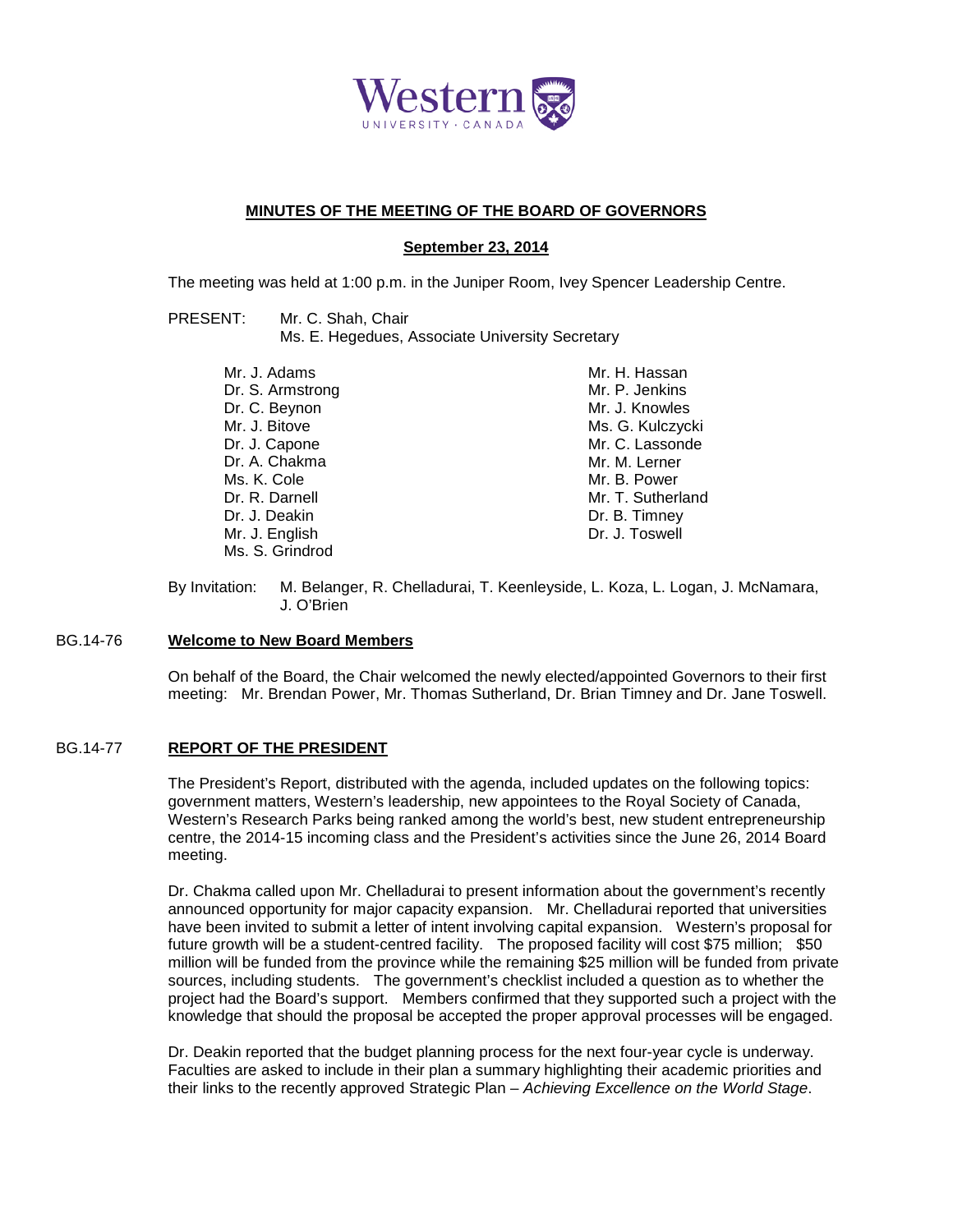**MINUTES OF THE MEETING OF THE BOARD OF GOVERNORS**

**September 23, 2014**

The meeting was held at 1:00 p.m. in the Juniper Room, Ivey Spencer Leadership Centre.

PRESENT: Mr. C. Shah, Chair
Ms. E. Hegedues, Associate University Secretary

Mr. J. Adams
Dr. S. Armstrong
Dr. C. Beynon
Mr. J. Bitove
Dr. J. Capone
Dr. A. Chakma
Ms. K. Cole
Dr. R. Darnell
Dr. J. Deakin
Mr. J. English
Ms. S. Grindrod
Mr. H. Hassan
Mr. P. Jenkins
Mr. J. Knowles
Ms. G. Kulczycki
Mr. C. Lassonde
Mr. M. Lerner
Mr. B. Power
Mr. T. Sutherland
Dr. B. Timney
Dr. J. Toswell

By Invitation: M. Belanger, R. Chelladurai, T. Keenleyside, L. Koza, L. Logan, J. McNamara, J. O'Brien

## BG.14-76 **Welcome to New Board Members**

On behalf of the Board, the Chair welcomed the newly elected/appointed Governors to their first meeting: Mr. Brendan Power, Mr. Thomas Sutherland, Dr. Brian Timney and Dr. Jane Toswell.

## BG.14-77 **REPORT OF THE PRESIDENT**

The President's Report, distributed with the agenda, included updates on the following topics: government matters, Western's leadership, new appointees to the Royal Society of Canada, Western's Research Parks being ranked among the world's best, new student entrepreneurship centre, the 2014-15 incoming class and the President's activities since the June 26, 2014 Board meeting.

Dr. Chakma called upon Mr. Chelladurai to present information about the government's recently announced opportunity for major capacity expansion. Mr. Chelladurai reported that universities have been invited to submit a letter of intent involving capital expansion. Western's proposal for future growth will be a student-centred facility. The proposed facility will cost $75 million; $50 million will be funded from the province while the remaining $25 million will be funded from private sources, including students. The government's checklist included a question as to whether the project had the Board's support. Members confirmed that they supported such a project with the knowledge that should the proposal be accepted the proper approval processes will be engaged.

Dr. Deakin reported that the budget planning process for the next four-year cycle is underway. Faculties are asked to include in their plan a summary highlighting their academic priorities and their links to the recently approved Strategic Plan – *Achieving Excellence on the World Stage*.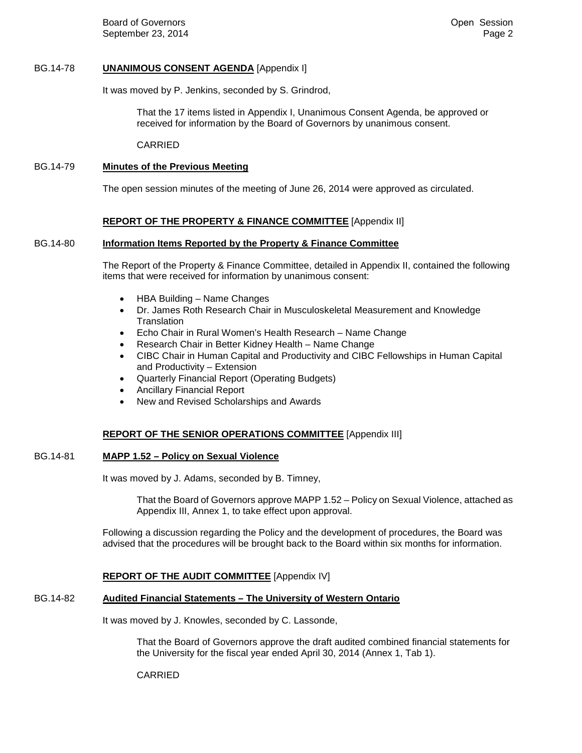**BG.14-78 UNANIMOUS CONSENT AGENDA** [Appendix I]

It was moved by P. Jenkins, seconded by S. Grindrod,

> That the 17 items listed in Appendix I, Unanimous Consent Agenda, be approved or received for information by the Board of Governors by unanimous consent.
>
> CARRIED

**BG.14-79 Minutes of the Previous Meeting**

The open session minutes of the meeting of June 26, 2014 were approved as circulated.

## REPORT OF THE PROPERTY & FINANCE COMMITTEE [Appendix II]

**BG.14-80 Information Items Reported by the Property & Finance Committee**

The Report of the Property & Finance Committee, detailed in Appendix II, contained the following items that were received for information by unanimous consent:

- HBA Building – Name Changes
- Dr. James Roth Research Chair in Musculoskeletal Measurement and Knowledge Translation
- Echo Chair in Rural Women's Health Research – Name Change
- Research Chair in Better Kidney Health – Name Change
- CIBC Chair in Human Capital and Productivity and CIBC Fellowships in Human Capital and Productivity – Extension
- Quarterly Financial Report (Operating Budgets)
- Ancillary Financial Report
- New and Revised Scholarships and Awards

## REPORT OF THE SENIOR OPERATIONS COMMITTEE [Appendix III]

**BG.14-81 MAPP 1.52 – Policy on Sexual Violence**

It was moved by J. Adams, seconded by B. Timney,

> That the Board of Governors approve MAPP 1.52 – Policy on Sexual Violence, attached as Appendix III, Annex 1, to take effect upon approval.

Following a discussion regarding the Policy and the development of procedures, the Board was advised that the procedures will be brought back to the Board within six months for information.

## REPORT OF THE AUDIT COMMITTEE [Appendix IV]

**BG.14-82 Audited Financial Statements – The University of Western Ontario**

It was moved by J. Knowles, seconded by C. Lassonde,

> That the Board of Governors approve the draft audited combined financial statements for the University for the fiscal year ended April 30, 2014 (Annex 1, Tab 1).
>
> CARRIED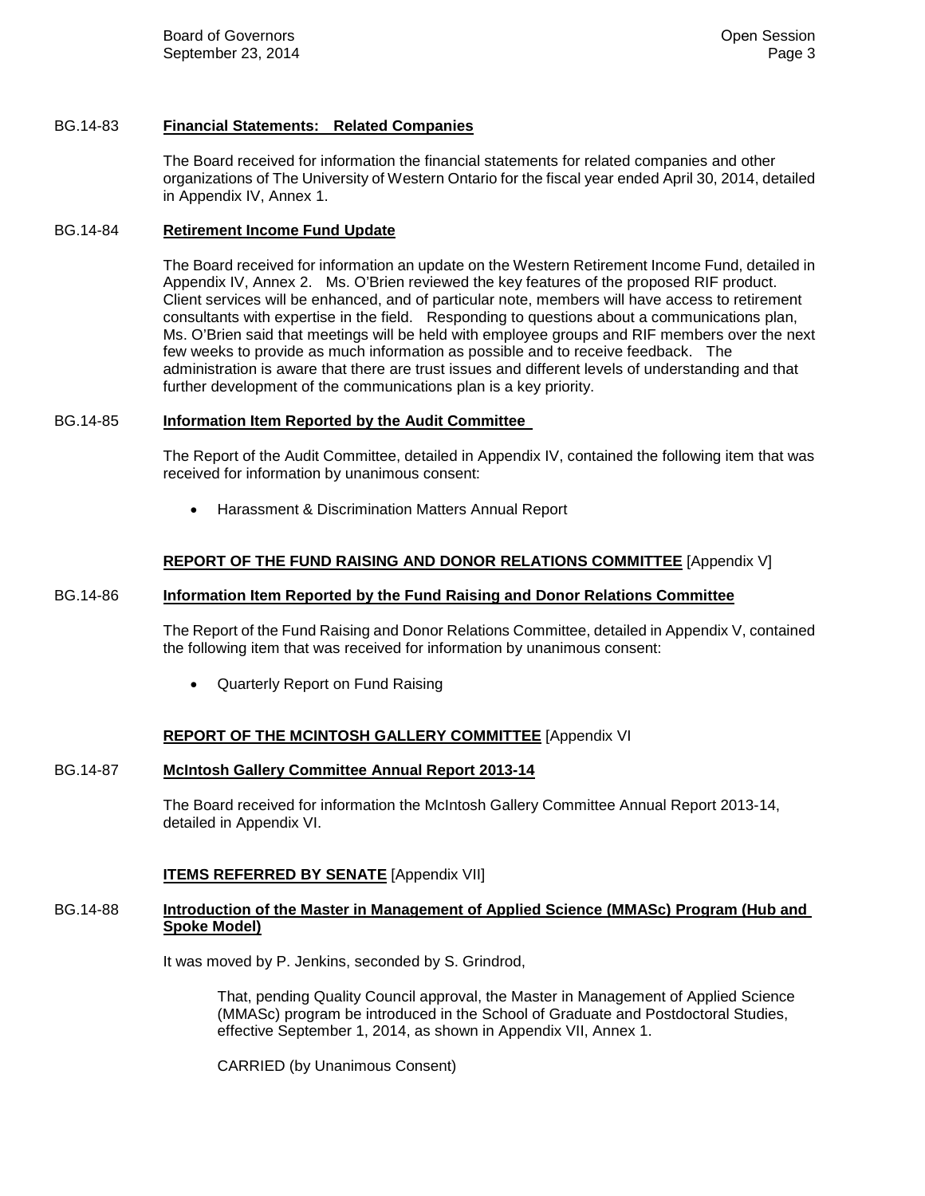BG.14-83 **Financial Statements: Related Companies**

The Board received for information the financial statements for related companies and other organizations of The University of Western Ontario for the fiscal year ended April 30, 2014, detailed in Appendix IV, Annex 1.

BG.14-84 **Retirement Income Fund Update**

The Board received for information an update on the Western Retirement Income Fund, detailed in Appendix IV, Annex 2. Ms. O'Brien reviewed the key features of the proposed RIF product. Client services will be enhanced, and of particular note, members will have access to retirement consultants with expertise in the field. Responding to questions about a communications plan, Ms. O'Brien said that meetings will be held with employee groups and RIF members over the next few weeks to provide as much information as possible and to receive feedback. The administration is aware that there are trust issues and different levels of understanding and that further development of the communications plan is a key priority.

BG.14-85 **Information Item Reported by the Audit Committee**

The Report of the Audit Committee, detailed in Appendix IV, contained the following item that was received for information by unanimous consent:

- Harassment & Discrimination Matters Annual Report

**REPORT OF THE FUND RAISING AND DONOR RELATIONS COMMITTEE** [Appendix V]

BG.14-86 **Information Item Reported by the Fund Raising and Donor Relations Committee**

The Report of the Fund Raising and Donor Relations Committee, detailed in Appendix V, contained the following item that was received for information by unanimous consent:

- Quarterly Report on Fund Raising

**REPORT OF THE MCINTOSH GALLERY COMMITTEE** [Appendix VI

BG.14-87 **McIntosh Gallery Committee Annual Report 2013-14**

The Board received for information the McIntosh Gallery Committee Annual Report 2013-14, detailed in Appendix VI.

**ITEMS REFERRED BY SENATE** [Appendix VII]

BG.14-88 **Introduction of the Master in Management of Applied Science (MMASc) Program (Hub and Spoke Model)**

It was moved by P. Jenkins, seconded by S. Grindrod,

> That, pending Quality Council approval, the Master in Management of Applied Science (MMASc) program be introduced in the School of Graduate and Postdoctoral Studies, effective September 1, 2014, as shown in Appendix VII, Annex 1.
>
> CARRIED (by Unanimous Consent)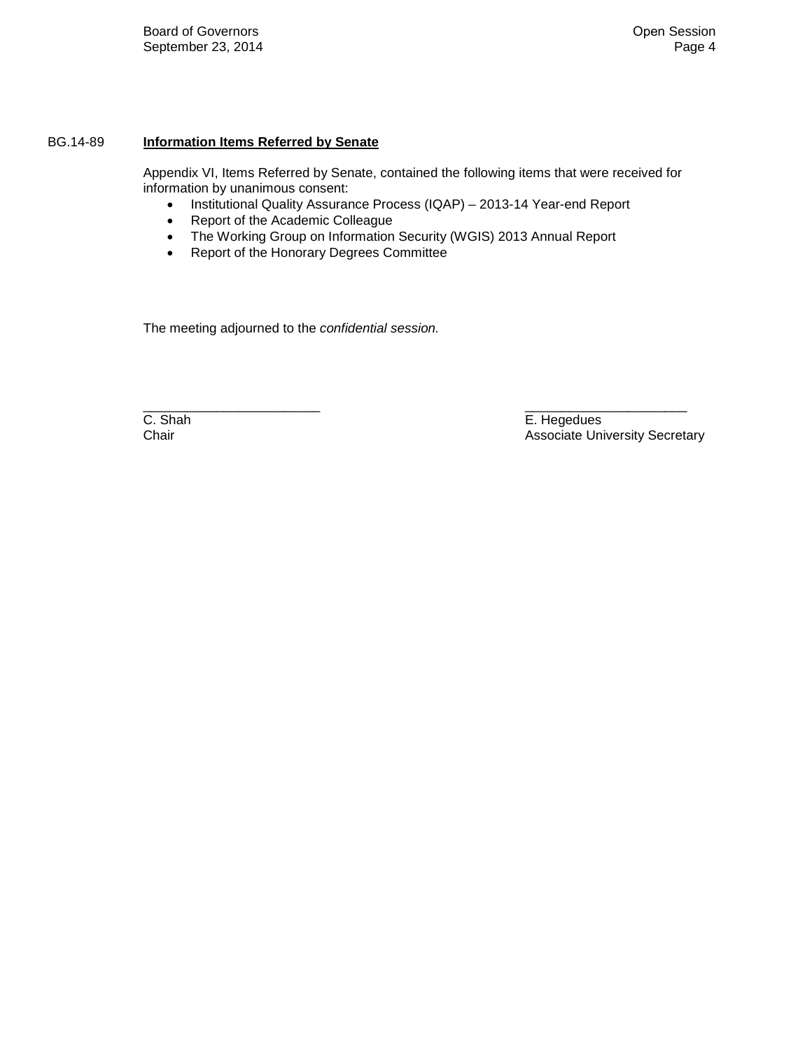BG.14-89 **Information Items Referred by Senate**

Appendix VI, Items Referred by Senate, contained the following items that were received for information by unanimous consent:

- Institutional Quality Assurance Process (IQAP) – 2013-14 Year-end Report
- Report of the Academic Colleague
- The Working Group on Information Security (WGIS) 2013 Annual Report
- Report of the Honorary Degrees Committee

The meeting adjourned to the *confidential session.*

| | |
|---|---|
| ________________________ | ______________________ |
| C. Shah | E. Hegedues |
| Chair | Associate University Secretary |